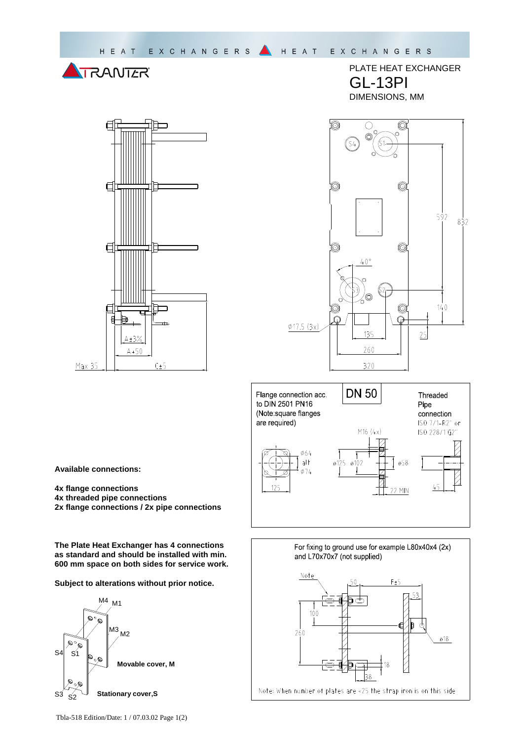HEAT EXCHANGERS HEAT EXCHANGERS

TRANTER

# PLATE HEAT EXCHANGER
# GL-13PI
DIMENSIONS, MM

Max 35 A±3% A+50 C±5

592 832 40° 140 25 ø17.5 (3x) 135 260 320

S1 S2 S3 S4

Flange connection acc. to DIN 2501 PN16 (Note:square flanges are required)

**DN 50**

Threaded Pipe connection ISO 7/1-R2" or ISO 228/1 G2"

ø64 alt ø74 125 ø125 ø102 M16 (4x) ø58 22 MIN 45

**Available connections:**

**4x flange connections**
**4x threaded pipe connections**
**2x flange connections / 2x pipe connections**

**The Plate Heat Exchanger has 4 connections as standard and should be installed with min. 600 mm space on both sides for service work.**

**Subject to alterations without prior notice.**

For fixing to ground use for example L80x40x4 (2x) and L70x70x7 (not supplied)

Note 50 F±5 53 100 260 ø18 18 38

Note: When number of plates are <25 the strap iron is on this side

M4 M1 M3 M2 S4 S1 S3 S2

**Movable cover, M**

**Stationary cover,S**

Tbla-518 Edition/Date: 1 / 07.03.02 Page 1(2)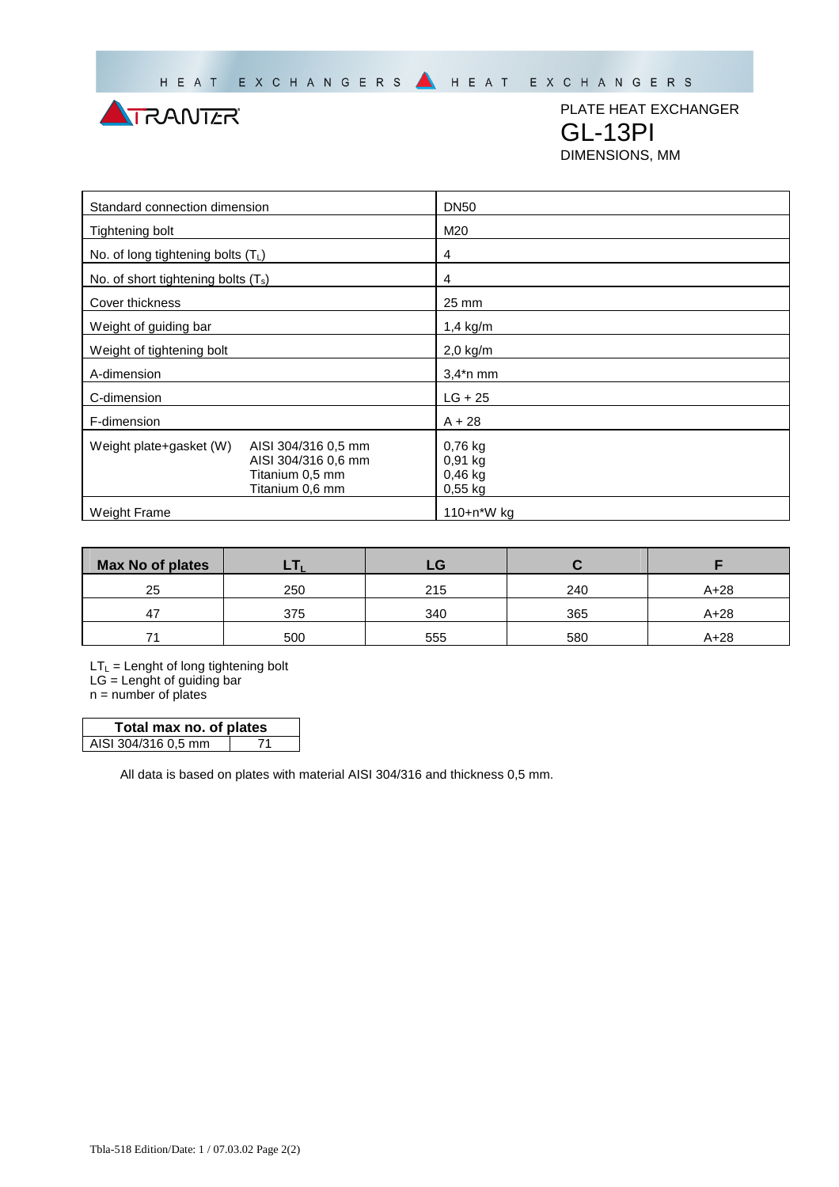PLATE HEAT EXCHANGER

# GL-13PI

DIMENSIONS, MM

| | | |
|---|---|---|
| Standard connection dimension | | DN50 |
| Tightening bolt | | M20 |
| No. of long tightening bolts ($T_L$) | | 4 |
| No. of short tightening bolts ($T_s$) | | 4 |
| Cover thickness | | 25 mm |
| Weight of guiding bar | | 1,4 kg/m |
| Weight of tightening bolt | | 2,0 kg/m |
| A-dimension | | 3,4*n mm |
| C-dimension | | LG + 25 |
| F-dimension | | A + 28 |
| Weight plate+gasket (W) | AISI 304/316 0,5 mm<br>AISI 304/316 0,6 mm<br>Titanium 0,5 mm<br>Titanium 0,6 mm | 0,76 kg<br>0,91 kg<br>0,46 kg<br>0,55 kg |
| Weight Frame | | 110+n*W kg |

| Max No of plates | $LT_L$ | LG | C | F |
|---|---|---|---|---|
| 25 | 250 | 215 | 240 | A+28 |
| 47 | 375 | 340 | 365 | A+28 |
| 71 | 500 | 555 | 580 | A+28 |

$LT_L$ = Lenght of long tightening bolt
LG = Lenght of guiding bar
n = number of plates

| Total max no. of plates | |
|---|---|
| AISI 304/316 0,5 mm | 71 |

All data is based on plates with material AISI 304/316 and thickness 0,5 mm.